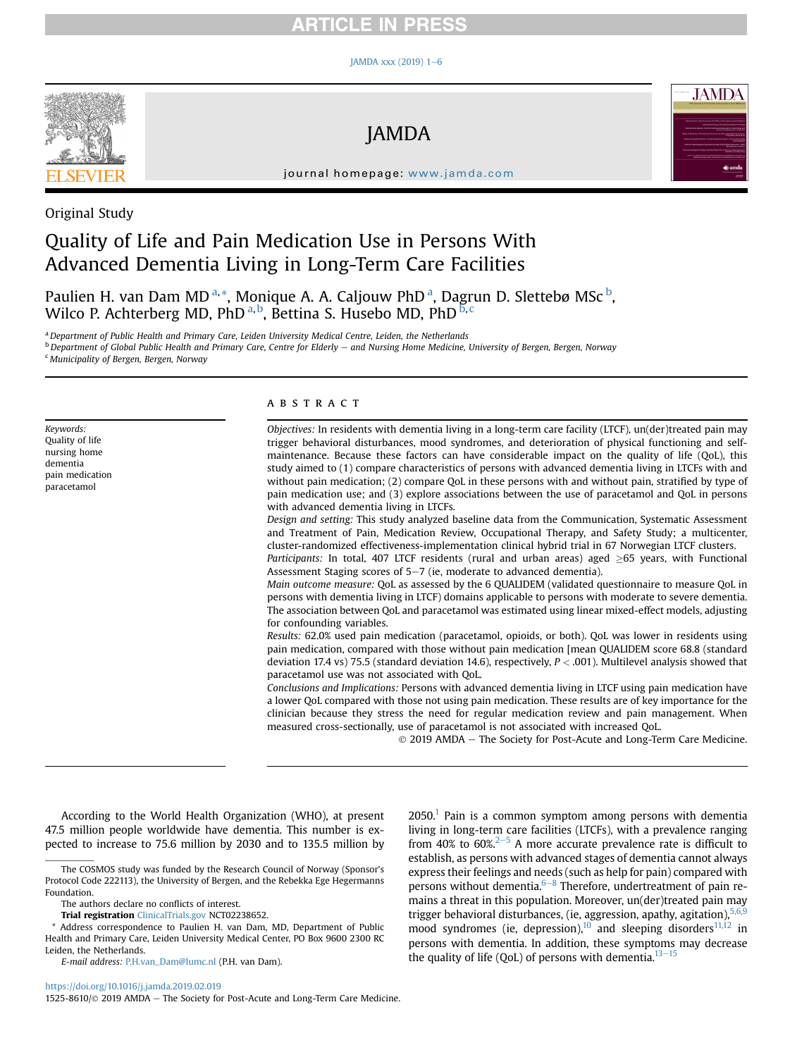Original Study

# Quality of Life and Pain Medication Use in Persons With Advanced Dementia Living in Long-Term Care Facilities

Paulien H. van Dam MD [a,*], Monique A. A. Caljouw PhD [a], Dagrun D. Slettebø MSc [b], Wilco P. Achterberg MD, PhD [a,b], Bettina S. Husebo MD, PhD [b,c]

[a] Department of Public Health and Primary Care, Leiden University Medical Centre, Leiden, the Netherlands
[b] Department of Global Public Health and Primary Care, Centre for Elderly – and Nursing Home Medicine, University of Bergen, Bergen, Norway
[c] Municipality of Bergen, Bergen, Norway

*Keywords:*
Quality of life
nursing home
dementia
pain medication
paracetamol

## ABSTRACT

*Objectives:* In residents with dementia living in a long-term care facility (LTCF), un(der)treated pain may trigger behavioral disturbances, mood syndromes, and deterioration of physical functioning and self-maintenance. Because these factors can have considerable impact on the quality of life (QoL), this study aimed to (1) compare characteristics of persons with advanced dementia living in LTCFs with and without pain medication; (2) compare QoL in these persons with and without pain, stratified by type of pain medication use; and (3) explore associations between the use of paracetamol and QoL in persons with advanced dementia living in LTCFs.

*Design and setting:* This study analyzed baseline data from the Communication, Systematic Assessment and Treatment of Pain, Medication Review, Occupational Therapy, and Safety Study; a multicenter, cluster-randomized effectiveness-implementation clinical hybrid trial in 67 Norwegian LTCF clusters.

*Participants:* In total, 407 LTCF residents (rural and urban areas) aged ≥65 years, with Functional Assessment Staging scores of 5–7 (ie, moderate to advanced dementia).

*Main outcome measure:* QoL as assessed by the 6 QUALIDEM (validated questionnaire to measure QoL in persons with dementia living in LTCF) domains applicable to persons with moderate to severe dementia. The association between QoL and paracetamol was estimated using linear mixed-effect models, adjusting for confounding variables.

*Results:* 62.0% used pain medication (paracetamol, opioids, or both). QoL was lower in residents using pain medication, compared with those without pain medication [mean QUALIDEM score 68.8 (standard deviation 17.4 vs) 75.5 (standard deviation 14.6), respectively, $P < .001$). Multilevel analysis showed that paracetamol use was not associated with QoL.

*Conclusions and Implications:* Persons with advanced dementia living in LTCF using pain medication have a lower QoL compared with those not using pain medication. These results are of key importance for the clinician because they stress the need for regular medication review and pain management. When measured cross-sectionally, use of paracetamol is not associated with increased QoL.

© 2019 AMDA – The Society for Post-Acute and Long-Term Care Medicine.

According to the World Health Organization (WHO), at present 47.5 million people worldwide have dementia. This number is expected to increase to 75.6 million by 2030 and to 135.5 million by 2050.[1] Pain is a common symptom among persons with dementia living in long-term care facilities (LTCFs), with a prevalence ranging from 40% to 60%.[2–5] A more accurate prevalence rate is difficult to establish, as persons with advanced stages of dementia cannot always express their feelings and needs (such as help for pain) compared with persons without dementia.[6–8] Therefore, undertreatment of pain remains a threat in this population. Moreover, un(der)treated pain may trigger behavioral disturbances, (ie, aggression, apathy, agitation),[5,6,9] mood syndromes (ie, depression),[10] and sleeping disorders[11,12] in persons with dementia. In addition, these symptoms may decrease the quality of life (QoL) of persons with dementia.[13–15]

The COSMOS study was funded by the Research Council of Norway (Sponsor's Protocol Code 222113), the University of Bergen, and the Rebekka Ege Hegermanns Foundation.

The authors declare no conflicts of interest.

**Trial registration** ClinicalTrials.gov NCT02238652.

\* Address correspondence to Paulien H. van Dam, MD, Department of Public Health and Primary Care, Leiden University Medical Center, PO Box 9600 2300 RC Leiden, the Netherlands.

*E-mail address:* P.H.van_Dam@lumc.nl (P.H. van Dam).

https://doi.org/10.1016/j.jamda.2019.02.019
1525-8610/© 2019 AMDA – The Society for Post-Acute and Long-Term Care Medicine.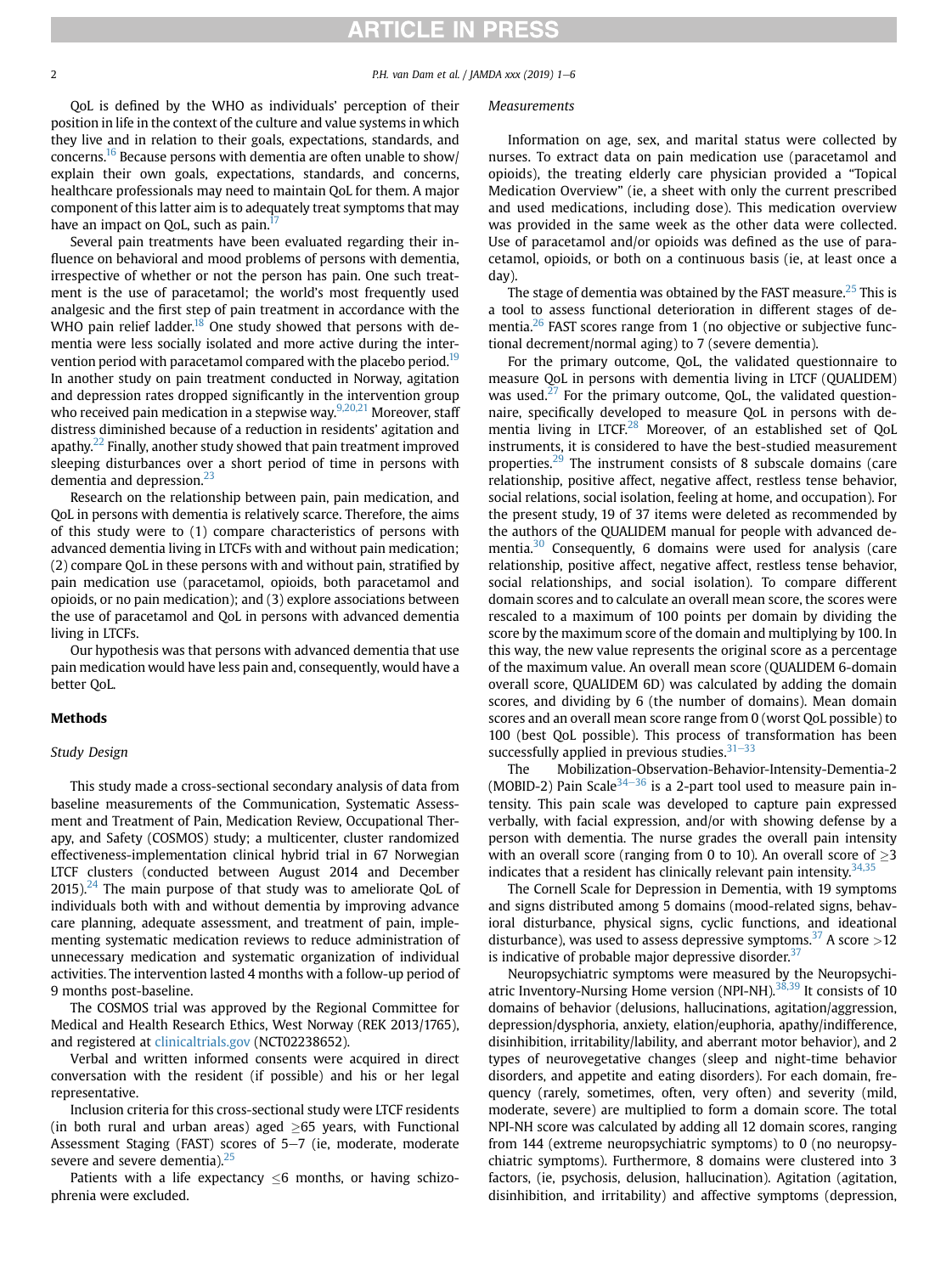QoL is defined by the WHO as individuals' perception of their position in life in the context of the culture and value systems in which they live and in relation to their goals, expectations, standards, and concerns.[16] Because persons with dementia are often unable to show/explain their own goals, expectations, standards, and concerns, healthcare professionals may need to maintain QoL for them. A major component of this latter aim is to adequately treat symptoms that may have an impact on QoL, such as pain.[17]

Several pain treatments have been evaluated regarding their influence on behavioral and mood problems of persons with dementia, irrespective of whether or not the person has pain. One such treatment is the use of paracetamol; the world's most frequently used analgesic and the first step of pain treatment in accordance with the WHO pain relief ladder.[18] One study showed that persons with dementia were less socially isolated and more active during the intervention period with paracetamol compared with the placebo period.[19] In another study on pain treatment conducted in Norway, agitation and depression rates dropped significantly in the intervention group who received pain medication in a stepwise way.[9,20,21] Moreover, staff distress diminished because of a reduction in residents' agitation and apathy.[22] Finally, another study showed that pain treatment improved sleeping disturbances over a short period of time in persons with dementia and depression.[23]

Research on the relationship between pain, pain medication, and QoL in persons with dementia is relatively scarce. Therefore, the aims of this study were to (1) compare characteristics of persons with advanced dementia living in LTCFs with and without pain medication; (2) compare QoL in these persons with and without pain, stratified by pain medication use (paracetamol, opioids, both paracetamol and opioids, or no pain medication); and (3) explore associations between the use of paracetamol and QoL in persons with advanced dementia living in LTCFs.

Our hypothesis was that persons with advanced dementia that use pain medication would have less pain and, consequently, would have a better QoL.

## Methods

### *Study Design*

This study made a cross-sectional secondary analysis of data from baseline measurements of the Communication, Systematic Assessment and Treatment of Pain, Medication Review, Occupational Therapy, and Safety (COSMOS) study; a multicenter, cluster randomized effectiveness-implementation clinical hybrid trial in 67 Norwegian LTCF clusters (conducted between August 2014 and December 2015).[24] The main purpose of that study was to ameliorate QoL of individuals both with and without dementia by improving advance care planning, adequate assessment, and treatment of pain, implementing systematic medication reviews to reduce administration of unnecessary medication and systematic organization of individual activities. The intervention lasted 4 months with a follow-up period of 9 months post-baseline.

The COSMOS trial was approved by the Regional Committee for Medical and Health Research Ethics, West Norway (REK 2013/1765), and registered at clinicaltrials.gov (NCT02238652).

Verbal and written informed consents were acquired in direct conversation with the resident (if possible) and his or her legal representative.

Inclusion criteria for this cross-sectional study were LTCF residents (in both rural and urban areas) aged ≥65 years, with Functional Assessment Staging (FAST) scores of 5–7 (ie, moderate, moderate severe and severe dementia).[25]

Patients with a life expectancy ≤6 months, or having schizophrenia were excluded.

### *Measurements*

Information on age, sex, and marital status were collected by nurses. To extract data on pain medication use (paracetamol and opioids), the treating elderly care physician provided a "Topical Medication Overview" (ie, a sheet with only the current prescribed and used medications, including dose). This medication overview was provided in the same week as the other data were collected. Use of paracetamol and/or opioids was defined as the use of paracetamol, opioids, or both on a continuous basis (ie, at least once a day).

The stage of dementia was obtained by the FAST measure.[25] This is a tool to assess functional deterioration in different stages of dementia.[26] FAST scores range from 1 (no objective or subjective functional decrement/normal aging) to 7 (severe dementia).

For the primary outcome, QoL, the validated questionnaire to measure QoL in persons with dementia living in LTCF (QUALIDEM) was used.[27] For the primary outcome, QoL, the validated questionnaire, specifically developed to measure QoL in persons with dementia living in LTCF.[28] Moreover, of an established set of QoL instruments, it is considered to have the best-studied measurement properties.[29] The instrument consists of 8 subscale domains (care relationship, positive affect, negative affect, restless tense behavior, social relations, social isolation, feeling at home, and occupation). For the present study, 19 of 37 items were deleted as recommended by the authors of the QUALIDEM manual for people with advanced dementia.[30] Consequently, 6 domains were used for analysis (care relationship, positive affect, negative affect, restless tense behavior, social relationships, and social isolation). To compare different domain scores and to calculate an overall mean score, the scores were rescaled to a maximum of 100 points per domain by dividing the score by the maximum score of the domain and multiplying by 100. In this way, the new value represents the original score as a percentage of the maximum value. An overall mean score (QUALIDEM 6-domain overall score, QUALIDEM 6D) was calculated by adding the domain scores, and dividing by 6 (the number of domains). Mean domain scores and an overall mean score range from 0 (worst QoL possible) to 100 (best QoL possible). This process of transformation has been successfully applied in previous studies.[31–33]

The Mobilization-Observation-Behavior-Intensity-Dementia-2 (MOBID-2) Pain Scale[34–36] is a 2-part tool used to measure pain intensity. This pain scale was developed to capture pain expressed verbally, with facial expression, and/or with showing defense by a person with dementia. The nurse grades the overall pain intensity with an overall score (ranging from 0 to 10). An overall score of ≥3 indicates that a resident has clinically relevant pain intensity.[34,35]

The Cornell Scale for Depression in Dementia, with 19 symptoms and signs distributed among 5 domains (mood-related signs, behavioral disturbance, physical signs, cyclic functions, and ideational disturbance), was used to assess depressive symptoms.[37] A score >12 is indicative of probable major depressive disorder.[37]

Neuropsychiatric symptoms were measured by the Neuropsychiatric Inventory-Nursing Home version (NPI-NH).[38,39] It consists of 10 domains of behavior (delusions, hallucinations, agitation/aggression, depression/dysphoria, anxiety, elation/euphoria, apathy/indifference, disinhibition, irritability/lability, and aberrant motor behavior), and 2 types of neurovegetative changes (sleep and night-time behavior disorders, and appetite and eating disorders). For each domain, frequency (rarely, sometimes, often, very often) and severity (mild, moderate, severe) are multiplied to form a domain score. The total NPI-NH score was calculated by adding all 12 domain scores, ranging from 144 (extreme neuropsychiatric symptoms) to 0 (no neuropsychiatric symptoms). Furthermore, 8 domains were clustered into 3 factors, (ie, psychosis, delusion, hallucination). Agitation (agitation, disinhibition, and irritability) and affective symptoms (depression,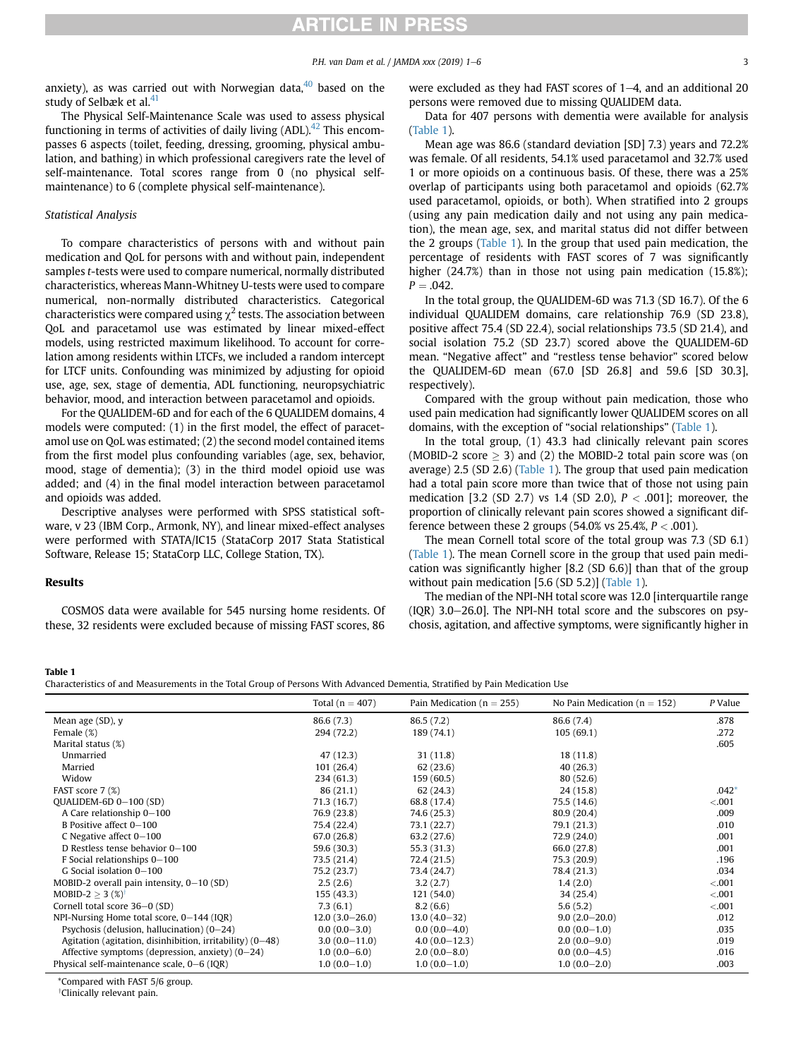anxiety), as was carried out with Norwegian data,[40] based on the study of Selbæk et al.[41]

The Physical Self-Maintenance Scale was used to assess physical functioning in terms of activities of daily living (ADL).[42] This encompasses 6 aspects (toilet, feeding, dressing, grooming, physical ambulation, and bathing) in which professional caregivers rate the level of self-maintenance. Total scores range from 0 (no physical self-maintenance) to 6 (complete physical self-maintenance).

### Statistical Analysis

To compare characteristics of persons with and without pain medication and QoL for persons with and without pain, independent samples *t*-tests were used to compare numerical, normally distributed characteristics, whereas Mann-Whitney U-tests were used to compare numerical, non-normally distributed characteristics. Categorical characteristics were compared using $\chi^2$ tests. The association between QoL and paracetamol use was estimated by linear mixed-effect models, using restricted maximum likelihood. To account for correlation among residents within LTCFs, we included a random intercept for LTCF units. Confounding was minimized by adjusting for opioid use, age, sex, stage of dementia, ADL functioning, neuropsychiatric behavior, mood, and interaction between paracetamol and opioids.

For the QUALIDEM-6D and for each of the 6 QUALIDEM domains, 4 models were computed: (1) in the first model, the effect of paracetamol use on QoL was estimated; (2) the second model contained items from the first model plus confounding variables (age, sex, behavior, mood, stage of dementia); (3) in the third model opioid use was added; and (4) in the final model interaction between paracetamol and opioids was added.

Descriptive analyses were performed with SPSS statistical software, v 23 (IBM Corp., Armonk, NY), and linear mixed-effect analyses were performed with STATA/IC15 (StataCorp 2017 Stata Statistical Software, Release 15; StataCorp LLC, College Station, TX).

## Results

COSMOS data were available for 545 nursing home residents. Of these, 32 residents were excluded because of missing FAST scores, 86 were excluded as they had FAST scores of 1–4, and an additional 20 persons were removed due to missing QUALIDEM data.

Data for 407 persons with dementia were available for analysis (Table 1).

Mean age was 86.6 (standard deviation [SD] 7.3) years and 72.2% was female. Of all residents, 54.1% used paracetamol and 32.7% used 1 or more opioids on a continuous basis. Of these, there was a 25% overlap of participants using both paracetamol and opioids (62.7% used paracetamol, opioids, or both). When stratified into 2 groups (using any pain medication daily and not using any pain medication), the mean age, sex, and marital status did not differ between the 2 groups (Table 1). In the group that used pain medication, the percentage of residents with FAST scores of 7 was significantly higher (24.7%) than in those not using pain medication (15.8%); $P = .042$.

In the total group, the QUALIDEM-6D was 71.3 (SD 16.7). Of the 6 individual QUALIDEM domains, care relationship 76.9 (SD 23.8), positive affect 75.4 (SD 22.4), social relationships 73.5 (SD 21.4), and social isolation 75.2 (SD 23.7) scored above the QUALIDEM-6D mean. "Negative affect" and "restless tense behavior" scored below the QUALIDEM-6D mean (67.0 [SD 26.8] and 59.6 [SD 30.3], respectively).

Compared with the group without pain medication, those who used pain medication had significantly lower QUALIDEM scores on all domains, with the exception of "social relationships" (Table 1).

In the total group, (1) 43.3 had clinically relevant pain scores (MOBID-2 score $\geq$ 3) and (2) the MOBID-2 total pain score was (on average) 2.5 (SD 2.6) (Table 1). The group that used pain medication had a total pain score more than twice that of those not using pain medication [3.2 (SD 2.7) vs 1.4 (SD 2.0), $P < .001$]; moreover, the proportion of clinically relevant pain scores showed a significant difference between these 2 groups (54.0% vs 25.4%, $P < .001$).

The mean Cornell total score of the total group was 7.3 (SD 6.1) (Table 1). The mean Cornell score in the group that used pain medication was significantly higher [8.2 (SD 6.6)] than that of the group without pain medication [5.6 (SD 5.2)] (Table 1).

The median of the NPI-NH total score was 12.0 [interquartile range (IQR) 3.0–26.0]. The NPI-NH total score and the subscores on psychosis, agitation, and affective symptoms, were significantly higher in

**Table 1**
Characteristics of and Measurements in the Total Group of Persons With Advanced Dementia, Stratified by Pain Medication Use

| | Total (n = 407) | Pain Medication (n = 255) | No Pain Medication (n = 152) | *P* Value |
|---|---|---|---|---|
| Mean age (SD), y | 86.6 (7.3) | 86.5 (7.2) | 86.6 (7.4) | .878 |
| Female (%) | 294 (72.2) | 189 (74.1) | 105 (69.1) | .272 |
| Marital status (%) | | | | .605 |
| Unmarried | 47 (12.3) | 31 (11.8) | 18 (11.8) | |
| Married | 101 (26.4) | 62 (23.6) | 40 (26.3) | |
| Widow | 234 (61.3) | 159 (60.5) | 80 (52.6) | |
| FAST score 7 (%) | 86 (21.1) | 62 (24.3) | 24 (15.8) | .042* |
| QUALIDEM-6D 0–100 (SD) | 71.3 (16.7) | 68.8 (17.4) | 75.5 (14.6) | <.001 |
| A Care relationship 0–100 | 76.9 (23.8) | 74.6 (25.3) | 80.9 (20.4) | .009 |
| B Positive affect 0–100 | 75.4 (22.4) | 73.1 (22.7) | 79.1 (21.3) | .010 |
| C Negative affect 0–100 | 67.0 (26.8) | 63.2 (27.6) | 72.9 (24.0) | .001 |
| D Restless tense behavior 0–100 | 59.6 (30.3) | 55.3 (31.3) | 66.0 (27.8) | .001 |
| F Social relationships 0–100 | 73.5 (21.4) | 72.4 (21.5) | 75.3 (20.9) | .196 |
| G Social isolation 0–100 | 75.2 (23.7) | 73.4 (24.7) | 78.4 (21.3) | .034 |
| MOBID-2 overall pain intensity, 0–10 (SD) | 2.5 (2.6) | 3.2 (2.7) | 1.4 (2.0) | <.001 |
| MOBID-2 $\geq$ 3 (%)† | 155 (43.3) | 121 (54.0) | 34 (25.4) | <.001 |
| Cornell total score 36–0 (SD) | 7.3 (6.1) | 8.2 (6.6) | 5.6 (5.2) | <.001 |
| NPI-Nursing Home total score, 0–144 (IQR) | 12.0 (3.0–26.0) | 13.0 (4.0–32) | 9.0 (2.0–20.0) | .012 |
| Psychosis (delusion, hallucination) (0–24) | 0.0 (0.0–3.0) | 0.0 (0.0–4.0) | 0.0 (0.0–1.0) | .035 |
| Agitation (agitation, disinhibition, irritability) (0–48) | 3.0 (0.0–11.0) | 4.0 (0.0–12.3) | 2.0 (0.0–9.0) | .019 |
| Affective symptoms (depression, anxiety) (0–24) | 1.0 (0.0–6.0) | 2.0 (0.0–8.0) | 0.0 (0.0–4.5) | .016 |
| Physical self-maintenance scale, 0–6 (IQR) | 1.0 (0.0–1.0) | 1.0 (0.0–1.0) | 1.0 (0.0–2.0) | .003 |

*Compared with FAST 5/6 group.
†Clinically relevant pain.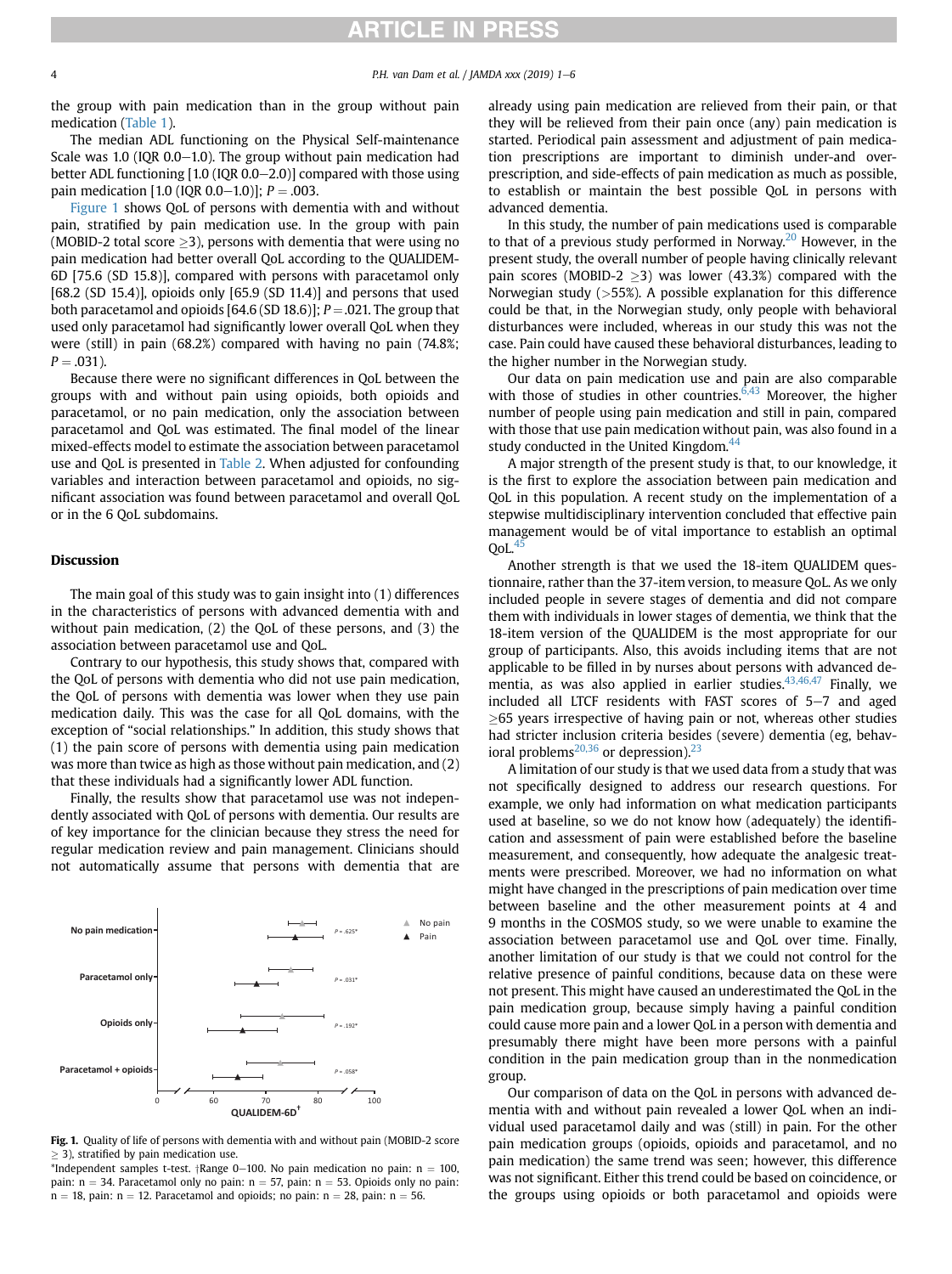the group with pain medication than in the group without pain medication (Table 1).

The median ADL functioning on the Physical Self-maintenance Scale was 1.0 (IQR 0.0−1.0). The group without pain medication had better ADL functioning [1.0 (IQR 0.0−2.0)] compared with those using pain medication [1.0 (IQR 0.0−1.0)]; $P = .003$.

Figure 1 shows QoL of persons with dementia with and without pain, stratified by pain medication use. In the group with pain (MOBID-2 total score ≥3), persons with dementia that were using no pain medication had better overall QoL according to the QUALIDEM-6D [75.6 (SD 15.8)], compared with persons with paracetamol only [68.2 (SD 15.4)], opioids only [65.9 (SD 11.4)] and persons that used both paracetamol and opioids [64.6 (SD 18.6)]; $P = .021$. The group that used only paracetamol had significantly lower overall QoL when they were (still) in pain (68.2%) compared with having no pain (74.8%; $P = .031$).

Because there were no significant differences in QoL between the groups with and without pain using opioids, both opioids and paracetamol, or no pain medication, only the association between paracetamol and QoL was estimated. The final model of the linear mixed-effects model to estimate the association between paracetamol use and QoL is presented in Table 2. When adjusted for confounding variables and interaction between paracetamol and opioids, no significant association was found between paracetamol and overall QoL or in the 6 QoL subdomains.

## Discussion

The main goal of this study was to gain insight into (1) differences in the characteristics of persons with advanced dementia with and without pain medication, (2) the QoL of these persons, and (3) the association between paracetamol use and QoL.

Contrary to our hypothesis, this study shows that, compared with the QoL of persons with dementia who did not use pain medication, the QoL of persons with dementia was lower when they use pain medication daily. This was the case for all QoL domains, with the exception of "social relationships." In addition, this study shows that (1) the pain score of persons with dementia using pain medication was more than twice as high as those without pain medication, and (2) that these individuals had a significantly lower ADL function.

Finally, the results show that paracetamol use was not independently associated with QoL of persons with dementia. Our results are of key importance for the clinician because they stress the need for regular medication review and pain management. Clinicians should not automatically assume that persons with dementia that are already using pain medication are relieved from their pain, or that they will be relieved from their pain once (any) pain medication is started. Periodical pain assessment and adjustment of pain medication prescriptions are important to diminish under-and over-prescription, and side-effects of pain medication as much as possible, to establish or maintain the best possible QoL in persons with advanced dementia.

In this study, the number of pain medications used is comparable to that of a previous study performed in Norway.[20] However, in the present study, the overall number of people having clinically relevant pain scores (MOBID-2 ≥3) was lower (43.3%) compared with the Norwegian study (>55%). A possible explanation for this difference could be that, in the Norwegian study, only people with behavioral disturbances were included, whereas in our study this was not the case. Pain could have caused these behavioral disturbances, leading to the higher number in the Norwegian study.

Our data on pain medication use and pain are also comparable with those of studies in other countries.[6,43] Moreover, the higher number of people using pain medication and still in pain, compared with those that use pain medication without pain, was also found in a study conducted in the United Kingdom.[44]

A major strength of the present study is that, to our knowledge, it is the first to explore the association between pain medication and QoL in this population. A recent study on the implementation of a stepwise multidisciplinary intervention concluded that effective pain management would be of vital importance to establish an optimal QoL.[45]

Another strength is that we used the 18-item QUALIDEM questionnaire, rather than the 37-item version, to measure QoL. As we only included people in severe stages of dementia and did not compare them with individuals in lower stages of dementia, we think that the 18-item version of the QUALIDEM is the most appropriate for our group of participants. Also, this avoids including items that are not applicable to be filled in by nurses about persons with advanced dementia, as was also applied in earlier studies.[43,46,47] Finally, we included all LTCF residents with FAST scores of 5−7 and aged ≥65 years irrespective of having pain or not, whereas other studies had stricter inclusion criteria besides (severe) dementia (eg, behavioral problems[20,36] or depression).[23]

A limitation of our study is that we used data from a study that was not specifically designed to address our research questions. For example, we only had information on what medication participants used at baseline, so we do not know how (adequately) the identification and assessment of pain were established before the baseline measurement, and consequently, how adequate the analgesic treatments were prescribed. Moreover, we had no information on what might have changed in the prescriptions of pain medication over time between baseline and the other measurement points at 4 and 9 months in the COSMOS study, so we were unable to examine the association between paracetamol use and QoL over time. Finally, another limitation of our study is that we could not control for the relative presence of painful conditions, because data on these were not present. This might have caused an underestimated the QoL in the pain medication group, because simply having a painful condition could cause more pain and a lower QoL in a person with dementia and presumably there might have been more persons with a painful condition in the pain medication group than in the nonmedication group.

Our comparison of data on the QoL in persons with advanced dementia with and without pain revealed a lower QoL when an individual used paracetamol daily and was (still) in pain. For the other pain medication groups (opioids, opioids and paracetamol, and no pain medication) the same trend was seen; however, this difference was not significant. Either this trend could be based on coincidence, or the groups using opioids or both paracetamol and opioids were

**Fig. 1.** Quality of life of persons with dementia with and without pain (MOBID-2 score ≥ 3), stratified by pain medication use.
*Independent samples t-test. †Range 0−100. No pain medication no pain: n = 100, pain: n = 34. Paracetamol only no pain: n = 57, pain: n = 53. Opioids only no pain: n = 18, pain: n = 12. Paracetamol and opioids; no pain: n = 28, pain: n = 56.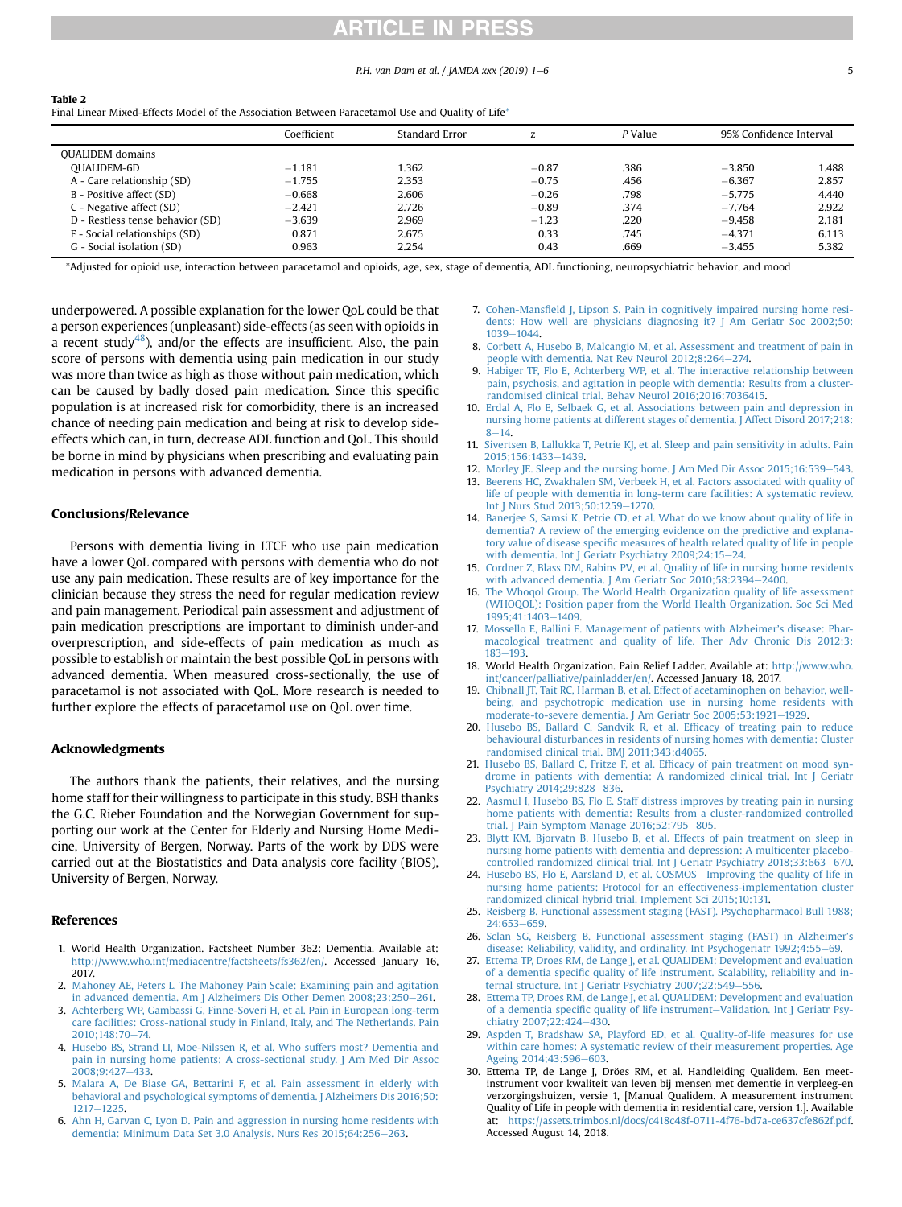**Table 2**
Final Linear Mixed-Effects Model of the Association Between Paracetamol Use and Quality of Life*

| | Coefficient | Standard Error | z | *P* Value | 95% Confidence Interval | |
|---|---|---|---|---|---|---|
| QUALIDEM domains | | | | | | |
| QUALIDEM-6D | −1.181 | 1.362 | −0.87 | .386 | −3.850 | 1.488 |
| A - Care relationship (SD) | −1.755 | 2.353 | −0.75 | .456 | −6.367 | 2.857 |
| B - Positive affect (SD) | −0.668 | 2.606 | −0.26 | .798 | −5.775 | 4.440 |
| C - Negative affect (SD) | −2.421 | 2.726 | −0.89 | .374 | −7.764 | 2.922 |
| D - Restless tense behavior (SD) | −3.639 | 2.969 | −1.23 | .220 | −9.458 | 2.181 |
| F - Social relationships (SD) | 0.871 | 2.675 | 0.33 | .745 | −4.371 | 6.113 |
| G - Social isolation (SD) | 0.963 | 2.254 | 0.43 | .669 | −3.455 | 5.382 |

*Adjusted for opioid use, interaction between paracetamol and opioids, age, sex, stage of dementia, ADL functioning, neuropsychiatric behavior, and mood

underpowered. A possible explanation for the lower QoL could be that a person experiences (unpleasant) side-effects (as seen with opioids in a recent study[48]), and/or the effects are insufficient. Also, the pain score of persons with dementia using pain medication in our study was more than twice as high as those without pain medication, which can be caused by badly dosed pain medication. Since this specific population is at increased risk for comorbidity, there is an increased chance of needing pain medication and being at risk to develop side-effects which can, in turn, decrease ADL function and QoL. This should be borne in mind by physicians when prescribing and evaluating pain medication in persons with advanced dementia.

## Conclusions/Relevance

Persons with dementia living in LTCF who use pain medication have a lower QoL compared with persons with dementia who do not use any pain medication. These results are of key importance for the clinician because they stress the need for regular medication review and pain management. Periodical pain assessment and adjustment of pain medication prescriptions are important to diminish under-and overprescription, and side-effects of pain medication as much as possible to establish or maintain the best possible QoL in persons with advanced dementia. When measured cross-sectionally, the use of paracetamol is not associated with QoL. More research is needed to further explore the effects of paracetamol use on QoL over time.

## Acknowledgments

The authors thank the patients, their relatives, and the nursing home staff for their willingness to participate in this study. BSH thanks the G.C. Rieber Foundation and the Norwegian Government for supporting our work at the Center for Elderly and Nursing Home Medicine, University of Bergen, Norway. Parts of the work by DDS were carried out at the Biostatistics and Data analysis core facility (BIOS), University of Bergen, Norway.

## References

1. World Health Organization. Factsheet Number 362: Dementia. Available at: http://www.who.int/mediacentre/factsheets/fs362/en/. Accessed January 16, 2017.
2. Mahoney AE, Peters L. The Mahoney Pain Scale: Examining pain and agitation in advanced dementia. Am J Alzheimers Dis Other Demen 2008;23:250–261.
3. Achterberg WP, Gambassi G, Finne-Soveri H, et al. Pain in European long-term care facilities: Cross-national study in Finland, Italy, and The Netherlands. Pain 2010;148:70–74.
4. Husebo BS, Strand LI, Moe-Nilssen R, et al. Who suffers most? Dementia and pain in nursing home patients: A cross-sectional study. J Am Med Dir Assoc 2008;9:427–433.
5. Malara A, De Biase GA, Bettarini F, et al. Pain assessment in elderly with behavioral and psychological symptoms of dementia. J Alzheimers Dis 2016;50:1217–1225.
6. Ahn H, Garvan C, Lyon D. Pain and aggression in nursing home residents with dementia: Minimum Data Set 3.0 Analysis. Nurs Res 2015;64:256–263.
7. Cohen-Mansfield J, Lipson S. Pain in cognitively impaired nursing home residents: How well are physicians diagnosing it? J Am Geriatr Soc 2002;50:1039–1044.
8. Corbett A, Husebo B, Malcangio M, et al. Assessment and treatment of pain in people with dementia. Nat Rev Neurol 2012;8:264–274.
9. Habiger TF, Flo E, Achterberg WP, et al. The interactive relationship between pain, psychosis, and agitation in people with dementia: Results from a cluster-randomised clinical trial. Behav Neurol 2016;2016:7036415.
10. Erdal A, Flo E, Selbaek G, et al. Associations between pain and depression in nursing home patients at different stages of dementia. J Affect Disord 2017;218:8–14.
11. Sivertsen B, Lallukka T, Petrie KJ, et al. Sleep and pain sensitivity in adults. Pain 2015;156:1433–1439.
12. Morley JE. Sleep and the nursing home. J Am Med Dir Assoc 2015;16:539–543.
13. Beerens HC, Zwakhalen SM, Verbeek H, et al. Factors associated with quality of life of people with dementia in long-term care facilities: A systematic review. Int J Nurs Stud 2013;50:1259–1270.
14. Banerjee S, Samsi K, Petrie CD, et al. What do we know about quality of life in dementia? A review of the emerging evidence on the predictive and explanatory value of disease specific measures of health related quality of life in people with dementia. Int J Geriatr Psychiatry 2009;24:15–24.
15. Cordner Z, Blass DM, Rabins PV, et al. Quality of life in nursing home residents with advanced dementia. J Am Geriatr Soc 2010;58:2394–2400.
16. The Whoqol Group. The World Health Organization quality of life assessment (WHOQOL): Position paper from the World Health Organization. Soc Sci Med 1995;41:1403–1409.
17. Mossello E, Ballini E. Management of patients with Alzheimer's disease: Pharmacological treatment and quality of life. Ther Adv Chronic Dis 2012;3:183–193.
18. World Health Organization. Pain Relief Ladder. Available at: http://www.who.int/cancer/palliative/painladder/en/. Accessed January 18, 2017.
19. Chibnall JT, Tait RC, Harman B, et al. Effect of acetaminophen on behavior, well-being, and psychotropic medication use in nursing home residents with moderate-to-severe dementia. J Am Geriatr Soc 2005;53:1921–1929.
20. Husebo BS, Ballard C, Sandvik R, et al. Efficacy of treating pain to reduce behavioural disturbances in residents of nursing homes with dementia: Cluster randomised clinical trial. BMJ 2011;343:d4065.
21. Husebo BS, Ballard C, Fritze F, et al. Efficacy of pain treatment on mood syndrome in patients with dementia: A randomized clinical trial. Int J Geriatr Psychiatry 2014;29:828–836.
22. Aasmul I, Husebo BS, Flo E. Staff distress improves by treating pain in nursing home patients with dementia: Results from a cluster-randomized controlled trial. J Pain Symptom Manage 2016;52:795–805.
23. Blytt KM, Bjorvatn B, Husebo B, et al. Effects of pain treatment on sleep in nursing home patients with dementia and depression: A multicenter placebo-controlled randomized clinical trial. Int J Geriatr Psychiatry 2018;33:663–670.
24. Husebo BS, Flo E, Aarsland D, et al. COSMOS—Improving the quality of life in nursing home patients: Protocol for an effectiveness-implementation cluster randomized clinical hybrid trial. Implement Sci 2015;10:131.
25. Reisberg B. Functional assessment staging (FAST). Psychopharmacol Bull 1988;24:653–659.
26. Sclan SG, Reisberg B. Functional assessment staging (FAST) in Alzheimer's disease: Reliability, validity, and ordinality. Int Psychogeriatr 1992;4:55–69.
27. Ettema TP, Droes RM, de Lange J, et al. QUALIDEM: Development and evaluation of a dementia specific quality of life instrument. Scalability, reliability and internal structure. Int J Geriatr Psychiatry 2007;22:549–556.
28. Ettema TP, Droes RM, de Lange J, et al. QUALIDEM: Development and evaluation of a dementia specific quality of life instrument—Validation. Int J Geriatr Psychiatry 2007;22:424–430.
29. Aspden T, Bradshaw SA, Playford ED, et al. Quality-of-life measures for use within care homes: A systematic review of their measurement properties. Age Ageing 2014;43:596–603.
30. Ettema TP, de Lange J, Dröes RM, et al. Handleiding Qualidem. Een meetinstrument voor kwaliteit van leven bij mensen met dementie in verpleeg-en verzorgingshuizen, versie 1, [Manual Qualidem. A measurement instrument Quality of Life in people with dementia in residential care, version 1.]. Available at: https://assets.trimbos.nl/docs/c418c48f-0711-4f76-bd7a-ce637cfe862f.pdf. Accessed August 14, 2018.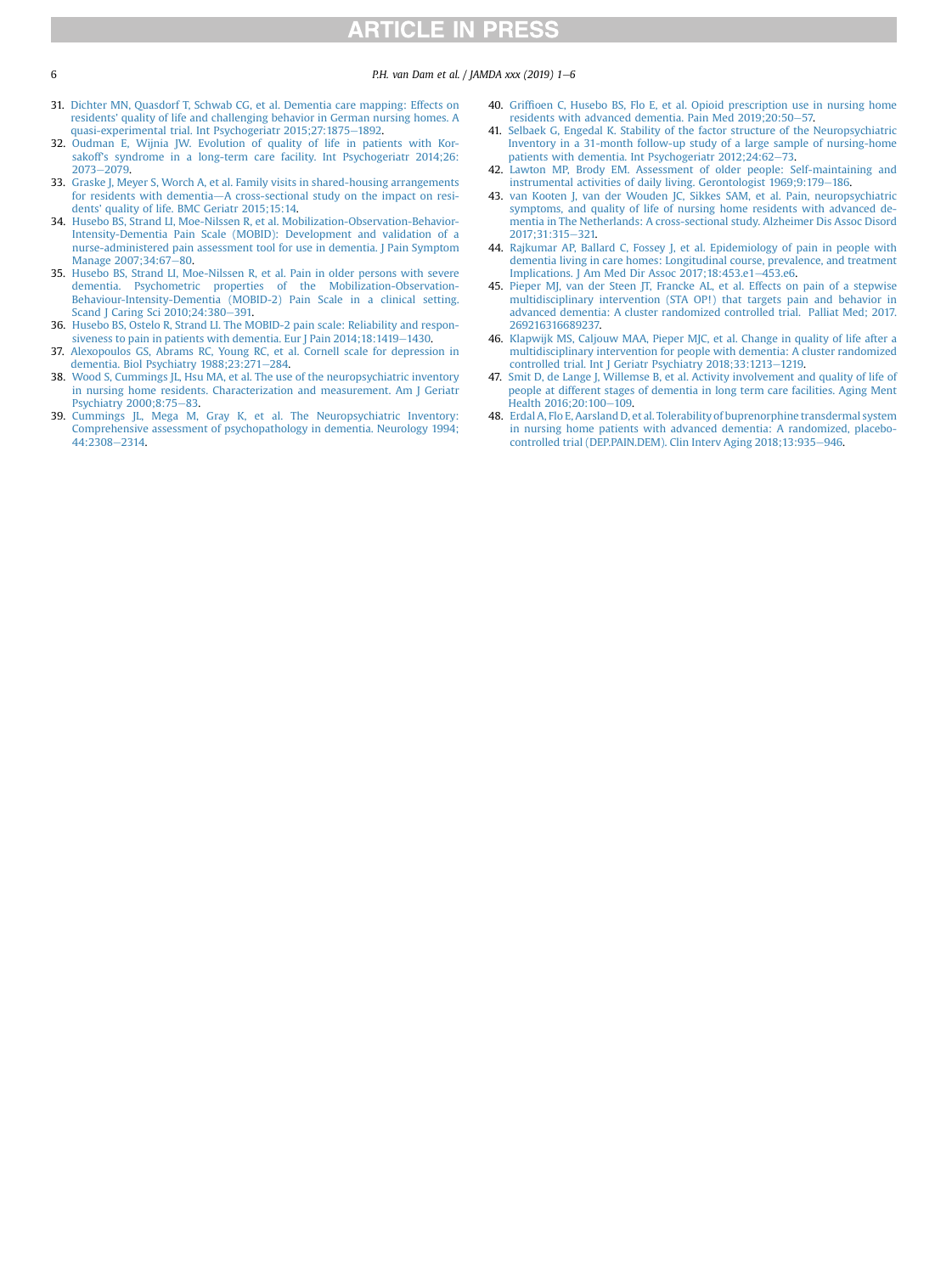31. Dichter MN, Quasdorf T, Schwab CG, et al. Dementia care mapping: Effects on residents' quality of life and challenging behavior in German nursing homes. A quasi-experimental trial. Int Psychogeriatr 2015;27:1875–1892.
32. Oudman E, Wijnia JW. Evolution of quality of life in patients with Korsakoff's syndrome in a long-term care facility. Int Psychogeriatr 2014;26:2073–2079.
33. Graske J, Meyer S, Worch A, et al. Family visits in shared-housing arrangements for residents with dementia—A cross-sectional study on the impact on residents' quality of life. BMC Geriatr 2015;15:14.
34. Husebo BS, Strand LI, Moe-Nilssen R, et al. Mobilization-Observation-Behavior-Intensity-Dementia Pain Scale (MOBID): Development and validation of a nurse-administered pain assessment tool for use in dementia. J Pain Symptom Manage 2007;34:67–80.
35. Husebo BS, Strand LI, Moe-Nilssen R, et al. Pain in older persons with severe dementia. Psychometric properties of the Mobilization-Observation-Behaviour-Intensity-Dementia (MOBID-2) Pain Scale in a clinical setting. Scand J Caring Sci 2010;24:380–391.
36. Husebo BS, Ostelo R, Strand LI. The MOBID-2 pain scale: Reliability and responsiveness to pain in patients with dementia. Eur J Pain 2014;18:1419–1430.
37. Alexopoulos GS, Abrams RC, Young RC, et al. Cornell scale for depression in dementia. Biol Psychiatry 1988;23:271–284.
38. Wood S, Cummings JL, Hsu MA, et al. The use of the neuropsychiatric inventory in nursing home residents. Characterization and measurement. Am J Geriatr Psychiatry 2000;8:75–83.
39. Cummings JL, Mega M, Gray K, et al. The Neuropsychiatric Inventory: Comprehensive assessment of psychopathology in dementia. Neurology 1994;44:2308–2314.
40. Griffioen C, Husebo BS, Flo E, et al. Opioid prescription use in nursing home residents with advanced dementia. Pain Med 2019;20:50–57.
41. Selbaek G, Engedal K. Stability of the factor structure of the Neuropsychiatric Inventory in a 31-month follow-up study of a large sample of nursing-home patients with dementia. Int Psychogeriatr 2012;24:62–73.
42. Lawton MP, Brody EM. Assessment of older people: Self-maintaining and instrumental activities of daily living. Gerontologist 1969;9:179–186.
43. van Kooten J, van der Wouden JC, Sikkes SAM, et al. Pain, neuropsychiatric symptoms, and quality of life of nursing home residents with advanced dementia in The Netherlands: A cross-sectional study. Alzheimer Dis Assoc Disord 2017;31:315–321.
44. Rajkumar AP, Ballard C, Fossey J, et al. Epidemiology of pain in people with dementia living in care homes: Longitudinal course, prevalence, and treatment Implications. J Am Med Dir Assoc 2017;18:453.e1–453.e6.
45. Pieper MJ, van der Steen JT, Francke AL, et al. Effects on pain of a stepwise multidisciplinary intervention (STA OP!) that targets pain and behavior in advanced dementia: A cluster randomized controlled trial. Palliat Med; 2017. 269216316689237.
46. Klapwijk MS, Caljouw MAA, Pieper MJC, et al. Change in quality of life after a multidisciplinary intervention for people with dementia: A cluster randomized controlled trial. Int J Geriatr Psychiatry 2018;33:1213–1219.
47. Smit D, de Lange J, Willemse B, et al. Activity involvement and quality of life of people at different stages of dementia in long term care facilities. Aging Ment Health 2016;20:100–109.
48. Erdal A, Flo E, Aarsland D, et al. Tolerability of buprenorphine transdermal system in nursing home patients with advanced dementia: A randomized, placebo-controlled trial (DEP.PAIN.DEM). Clin Interv Aging 2018;13:935–946.